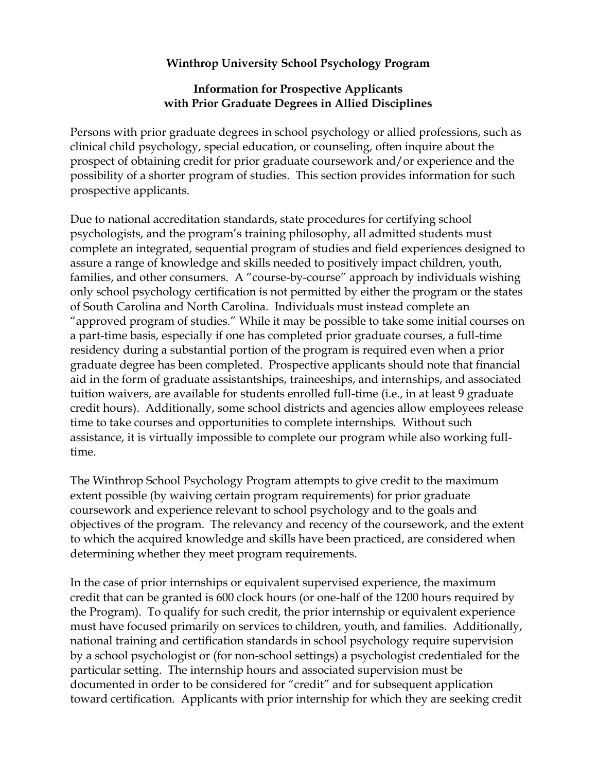**Winthrop University School Psychology Program**

**Information for Prospective Applicants with Prior Graduate Degrees in Allied Disciplines**

Persons with prior graduate degrees in school psychology or allied professions, such as clinical child psychology, special education, or counseling, often inquire about the prospect of obtaining credit for prior graduate coursework and/or experience and the possibility of a shorter program of studies. This section provides information for such prospective applicants.

Due to national accreditation standards, state procedures for certifying school psychologists, and the program's training philosophy, all admitted students must complete an integrated, sequential program of studies and field experiences designed to assure a range of knowledge and skills needed to positively impact children, youth, families, and other consumers. A "course-by-course" approach by individuals wishing only school psychology certification is not permitted by either the program or the states of South Carolina and North Carolina. Individuals must instead complete an "approved program of studies." While it may be possible to take some initial courses on a part-time basis, especially if one has completed prior graduate courses, a full-time residency during a substantial portion of the program is required even when a prior graduate degree has been completed. Prospective applicants should note that financial aid in the form of graduate assistantships, traineeships, and internships, and associated tuition waivers, are available for students enrolled full-time (i.e., in at least 9 graduate credit hours). Additionally, some school districts and agencies allow employees release time to take courses and opportunities to complete internships. Without such assistance, it is virtually impossible to complete our program while also working full-time.

The Winthrop School Psychology Program attempts to give credit to the maximum extent possible (by waiving certain program requirements) for prior graduate coursework and experience relevant to school psychology and to the goals and objectives of the program. The relevancy and recency of the coursework, and the extent to which the acquired knowledge and skills have been practiced, are considered when determining whether they meet program requirements.

In the case of prior internships or equivalent supervised experience, the maximum credit that can be granted is 600 clock hours (or one-half of the 1200 hours required by the Program). To qualify for such credit, the prior internship or equivalent experience must have focused primarily on services to children, youth, and families. Additionally, national training and certification standards in school psychology require supervision by a school psychologist or (for non-school settings) a psychologist credentialed for the particular setting. The internship hours and associated supervision must be documented in order to be considered for "credit" and for subsequent application toward certification. Applicants with prior internship for which they are seeking credit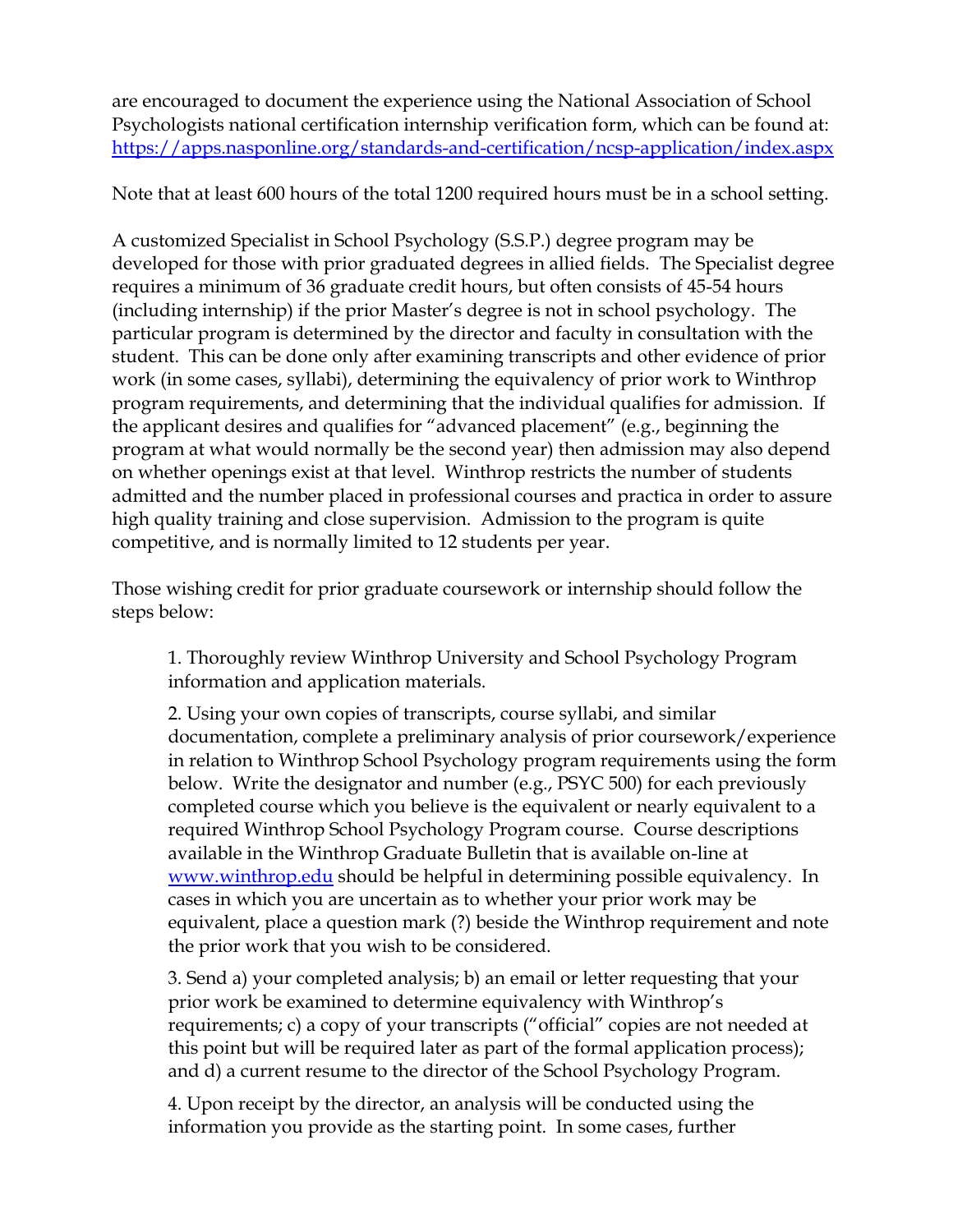are encouraged to document the experience using the National Association of School Psychologists national certification internship verification form, which can be found at: [https://apps.nasponline.org/standards-and-certification/ncsp-application/index.aspx](https://apps.nasponline.org/standards-and-certification/ncsp-application/index.aspx)

Note that at least 600 hours of the total 1200 required hours must be in a school setting.

A customized Specialist in School Psychology (S.S.P.) degree program may be developed for those with prior graduated degrees in allied fields. The Specialist degree requires a minimum of 36 graduate credit hours, but often consists of 45-54 hours (including internship) if the prior Master's degree is not in school psychology. The particular program is determined by the director and faculty in consultation with the student. This can be done only after examining transcripts and other evidence of prior work (in some cases, syllabi), determining the equivalency of prior work to Winthrop program requirements, and determining that the individual qualifies for admission. If the applicant desires and qualifies for "advanced placement" (e.g., beginning the program at what would normally be the second year) then admission may also depend on whether openings exist at that level. Winthrop restricts the number of students admitted and the number placed in professional courses and practica in order to assure high quality training and close supervision. Admission to the program is quite competitive, and is normally limited to 12 students per year.

Those wishing credit for prior graduate coursework or internship should follow the steps below:

1. Thoroughly review Winthrop University and School Psychology Program information and application materials.

2. Using your own copies of transcripts, course syllabi, and similar documentation, complete a preliminary analysis of prior coursework/experience in relation to Winthrop School Psychology program requirements using the form below. Write the designator and number (e.g., PSYC 500) for each previously completed course which you believe is the equivalent or nearly equivalent to a required Winthrop School Psychology Program course. Course descriptions available in the Winthrop Graduate Bulletin that is available on-line at [www.winthrop.edu](http://www.winthrop.edu) should be helpful in determining possible equivalency. In cases in which you are uncertain as to whether your prior work may be equivalent, place a question mark (?) beside the Winthrop requirement and note the prior work that you wish to be considered.

3. Send a) your completed analysis; b) an email or letter requesting that your prior work be examined to determine equivalency with Winthrop's requirements; c) a copy of your transcripts ("official" copies are not needed at this point but will be required later as part of the formal application process); and d) a current resume to the director of the School Psychology Program.

4. Upon receipt by the director, an analysis will be conducted using the information you provide as the starting point. In some cases, further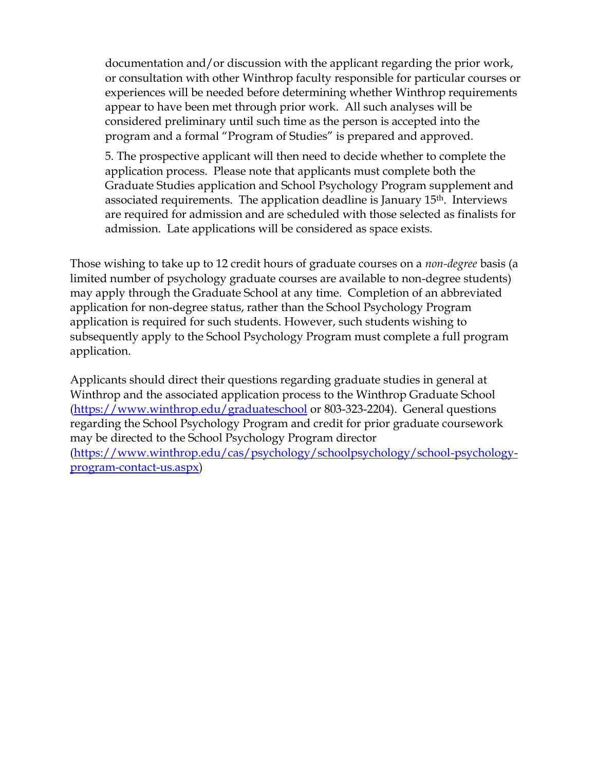documentation and/or discussion with the applicant regarding the prior work, or consultation with other Winthrop faculty responsible for particular courses or experiences will be needed before determining whether Winthrop requirements appear to have been met through prior work. All such analyses will be considered preliminary until such time as the person is accepted into the program and a formal "Program of Studies" is prepared and approved.

5. The prospective applicant will then need to decide whether to complete the application process. Please note that applicants must complete both the Graduate Studies application and School Psychology Program supplement and associated requirements. The application deadline is January 15th. Interviews are required for admission and are scheduled with those selected as finalists for admission. Late applications will be considered as space exists.

Those wishing to take up to 12 credit hours of graduate courses on a *non-degree* basis (a limited number of psychology graduate courses are available to non-degree students) may apply through the Graduate School at any time. Completion of an abbreviated application for non-degree status, rather than the School Psychology Program application is required for such students. However, such students wishing to subsequently apply to the School Psychology Program must complete a full program application.

Applicants should direct their questions regarding graduate studies in general at Winthrop and the associated application process to the Winthrop Graduate School ([https://www.winthrop.edu/graduateschool](https://www.winthrop.edu/graduateschool) or 803-323-2204). General questions regarding the School Psychology Program and credit for prior graduate coursework may be directed to the School Psychology Program director ([https://www.winthrop.edu/cas/psychology/schoolpsychology/school-psychology-program-contact-us.aspx](https://www.winthrop.edu/cas/psychology/schoolpsychology/school-psychology-program-contact-us.aspx))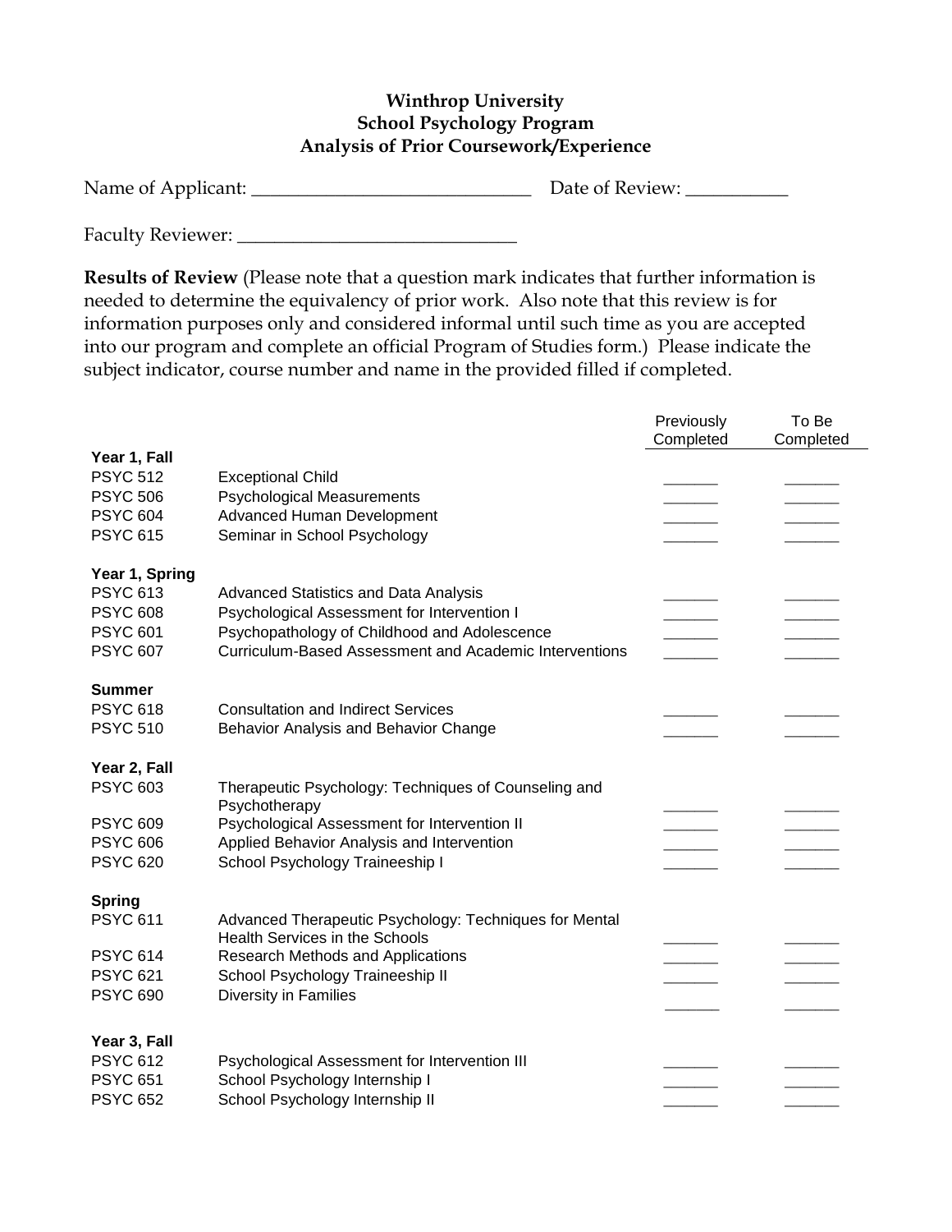**Winthrop University**
**School Psychology Program**
**Analysis of Prior Coursework/Experience**

Name of Applicant: ______________________________ Date of Review: ___________

Faculty Reviewer: ______________________________

**Results of Review** (Please note that a question mark indicates that further information is needed to determine the equivalency of prior work. Also note that this review is for information purposes only and considered informal until such time as you are accepted into our program and complete an official Program of Studies form.) Please indicate the subject indicator, course number and name in the provided filled if completed.

| | | Previously Completed | To Be Completed |
|---|---|---|---|
| **Year 1, Fall** | | | |
| PSYC 512 | Exceptional Child | ______ | ______ |
| PSYC 506 | Psychological Measurements | ______ | ______ |
| PSYC 604 | Advanced Human Development | ______ | ______ |
| PSYC 615 | Seminar in School Psychology | ______ | ______ |
| **Year 1, Spring** | | | |
| PSYC 613 | Advanced Statistics and Data Analysis | ______ | ______ |
| PSYC 608 | Psychological Assessment for Intervention I | ______ | ______ |
| PSYC 601 | Psychopathology of Childhood and Adolescence | ______ | ______ |
| PSYC 607 | Curriculum-Based Assessment and Academic Interventions | ______ | ______ |
| **Summer** | | | |
| PSYC 618 | Consultation and Indirect Services | ______ | ______ |
| PSYC 510 | Behavior Analysis and Behavior Change | ______ | ______ |
| **Year 2, Fall** | | | |
| PSYC 603 | Therapeutic Psychology: Techniques of Counseling and Psychotherapy | ______ | ______ |
| PSYC 609 | Psychological Assessment for Intervention II | ______ | ______ |
| PSYC 606 | Applied Behavior Analysis and Intervention | ______ | ______ |
| PSYC 620 | School Psychology Traineeship I | ______ | ______ |
| **Spring** | | | |
| PSYC 611 | Advanced Therapeutic Psychology: Techniques for Mental Health Services in the Schools | ______ | ______ |
| PSYC 614 | Research Methods and Applications | ______ | ______ |
| PSYC 621 | School Psychology Traineeship II | ______ | ______ |
| PSYC 690 | Diversity in Families | ______ | ______ |
| **Year 3, Fall** | | | |
| PSYC 612 | Psychological Assessment for Intervention III | ______ | ______ |
| PSYC 651 | School Psychology Internship I | ______ | ______ |
| PSYC 652 | School Psychology Internship II | ______ | ______ |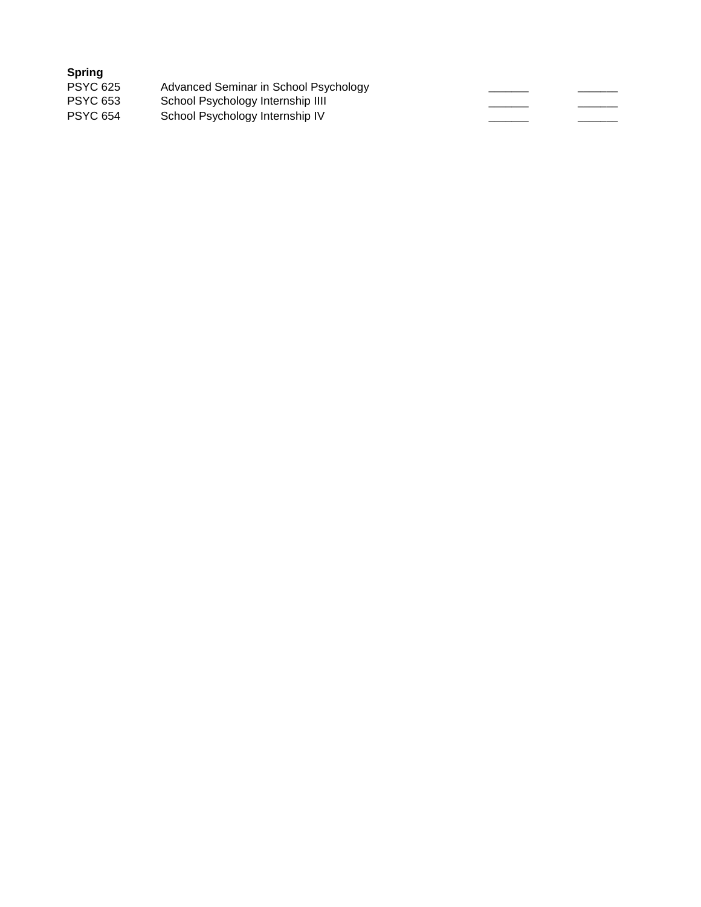**Spring**

| | | | |
|---|---|---|---|
| PSYC 625 | Advanced Seminar in School Psychology | ______ | ______ |
| PSYC 653 | School Psychology Internship IIII | ______ | ______ |
| PSYC 654 | School Psychology Internship IV | ______ | ______ |